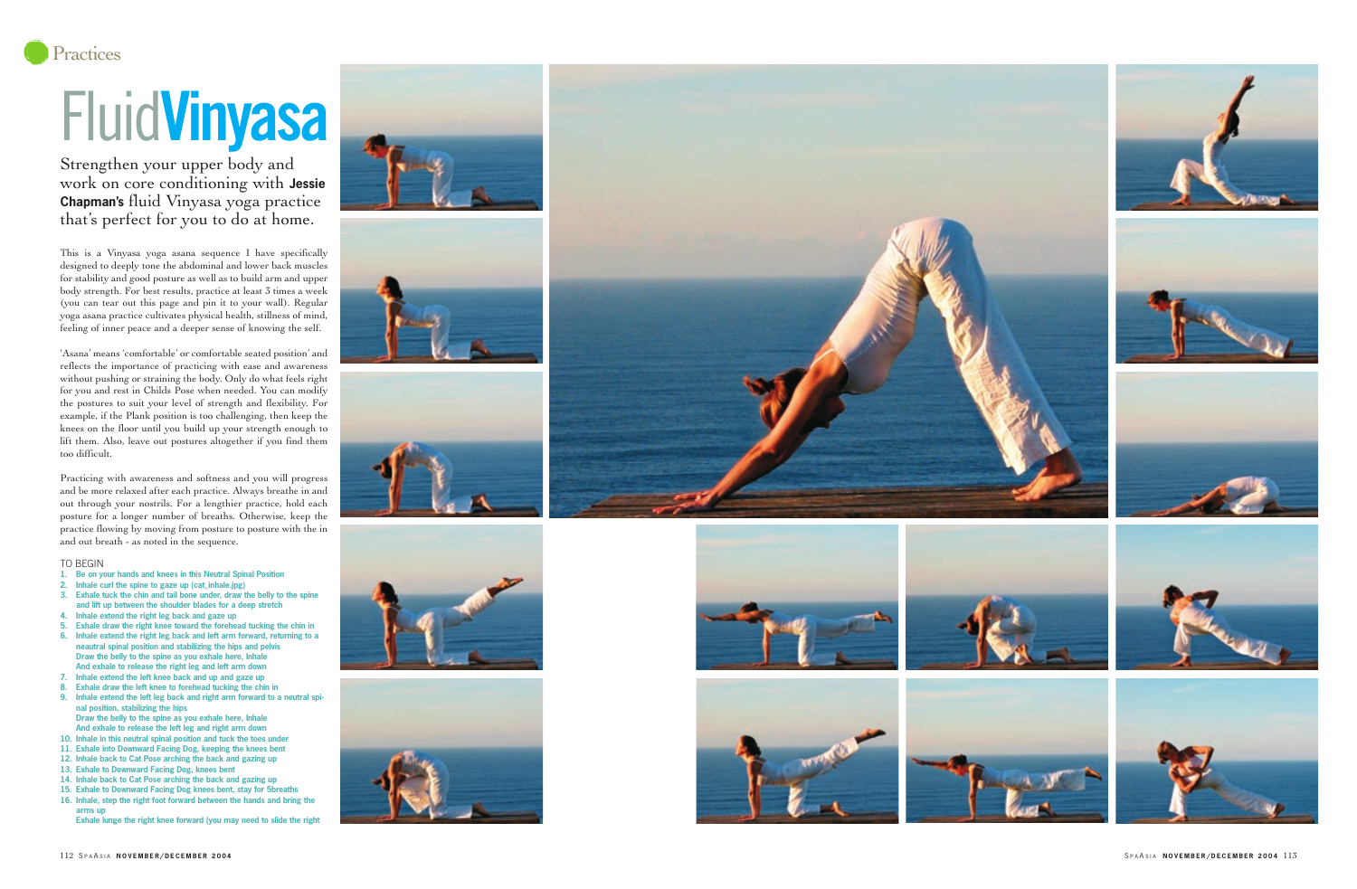Practices

# Fluid**Vinyasa**

Strengthen your upper body and work on core conditioning with **Jessie Chapman's** fluid Vinyasa yoga practice that's perfect for you to do at home.

This is a Vinyasa yoga asana sequence I have specifically designed to deeply tone the abdominal and lower back muscles for stability and good posture as well as to build arm and upper body strength. For best results, practice at least 3 times a week (you can tear out this page and pin it to your wall). Regular yoga asana practice cultivates physical health, stillness of mind, feeling of inner peace and a deeper sense of knowing the self.

'Asana' means 'comfortable' or comfortable seated position' and reflects the importance of practicing with ease and awareness without pushing or straining the body. Only do what feels right for you and rest in Childs Pose when needed. You can modify the postures to suit your level of strength and flexibility. For example, if the Plank position is too challenging, then keep the knees on the floor until you build up your strength enough to lift them. Also, leave out postures altogether if you find them too difficult.

Practicing with awareness and softness and you will progress and be more relaxed after each practice. Always breathe in and out through your nostrils. For a lengthier practice, hold each posture for a longer number of breaths. Otherwise, keep the practice flowing by moving from posture to posture with the in and out breath - as noted in the sequence.

TO BEGIN

1. **Be on your hands and knees in this Neutral Spinal Position**
2. **Inhale curl the spine to gaze up (cat_inhale.jpg)**
3. **Exhale tuck the chin and tail bone under, draw the belly to the spine and lift up between the shoulder blades for a deep stretch**
4. **Inhale extend the right leg back and gaze up**
5. **Exhale draw the right knee toward the forehead tucking the chin in**
6. **Inhale extend the right leg back and left arm forward, returning to a neautral spinal position and stabilizing the hips and pelvis**
   **Draw the belly to the spine as you exhale here, Inhale**
   **And exhale to release the right leg and left arm down**
7. **Inhale extend the left knee back and up and gaze up**
8. **Exhale draw the left knee to forehead tucking the chin in**
9. **Inhale extend the left leg back and right arm forward to a neutral spinal position, stabilizing the hips**
   **Draw the belly to the spine as you exhale here, Inhale**
   **And exhale to release the left leg and right arm down**
10. **Inhale in this neutral spinal position and tuck the toes under**
11. **Exhale into Downward Facing Dog, keeping the knees bent**
12. **Inhale back to Cat Pose arching the back and gazing up**
13. **Exhale to Downward Facing Dog, knees bent**
14. **Inhale back to Cat Pose arching the back and gazing up**
15. **Exhale to Downward Facing Dog knees bent, stay for 5breaths**
16. **Inhale, step the right foot forward between the hands and bring the arms up**
    **Exhale lunge the right knee forward (you may need to slide the right**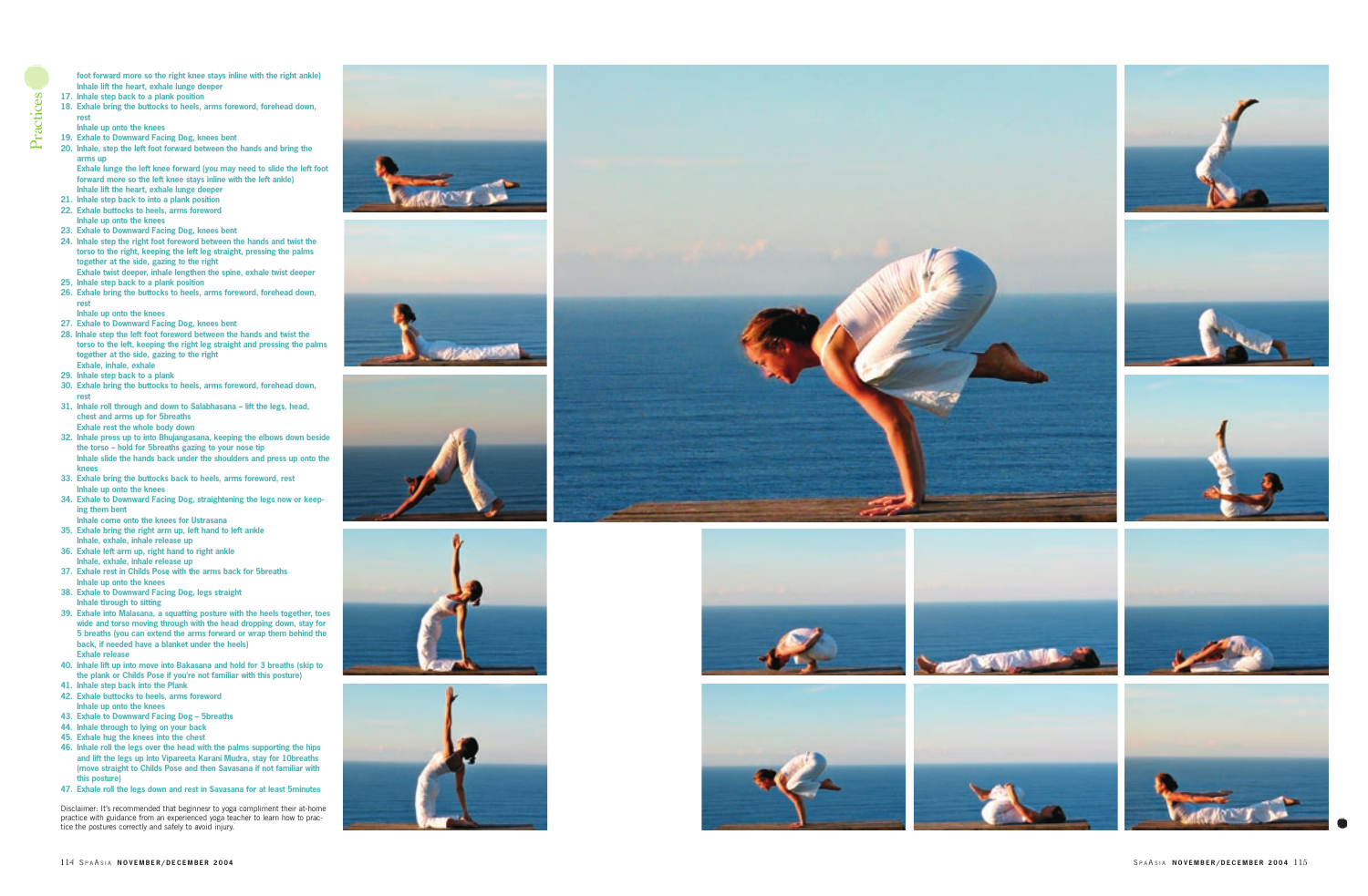foot forward more so the right knee stays inline with the right ankle)
Inhale lift the heart, exhale lunge deeper

17. Inhale step back to a plank position
18. Exhale bring the buttocks to heels, arms foreword, forehead down, rest
    Inhale up onto the knees
19. Exhale to Downward Facing Dog, knees bent
20. Inhale, step the left foot forward between the hands and bring the arms up
    Exhale lunge the left knee forward (you may need to slide the left foot forward more so the left knee stays inline with the left ankle)
    Inhale lift the heart, exhale lunge deeper
21. Inhale step back to into a plank position
22. Exhale buttocks to heels, arms foreword
    Inhale up onto the knees
23. Exhale to Downward Facing Dog, knees bent
24. Inhale step the right foot foreword between the hands and twist the torso to the right, keeping the left leg straight, pressing the palms together at the side, gazing to the right
    Exhale twist deeper, inhale lengthen the spine, exhale twist deeper
25. Inhale step back to a plank position
26. Exhale bring the buttocks to heels, arms foreword, forehead down, rest
    Inhale up onto the knees
27. Exhale to Downward Facing Dog, knees bent
28. Inhale step the left foot foreword between the hands and twist the torso to the left, keeping the right leg straight and pressing the palms together at the side, gazing to the right
    Exhale, inhale, exhale
29. Inhale step back to a plank
30. Exhale bring the buttocks to heels, arms foreword, forehead down, rest
31. Inhale roll through and down to Salabhasana – lift the legs, head, chest and arms up for 5breaths
    Exhale rest the whole body down
32. Inhale press up to into Bhujangasana, keeping the elbows down beside the torso – hold for 5breaths gazing to your nose tip
    Inhale slide the hands back under the shoulders and press up onto the knees
33. Exhale bring the buttocks back to heels, arms foreword, rest
    Inhale up onto the knees
34. Exhale to Downward Facing Dog, straightening the legs now or keeping them bent
    Inhale come onto the knees for Ustrasana
35. Exhale bring the right arm up, left hand to left ankle
    Inhale, exhale, inhale release up
36. Exhale left arm up, right hand to right ankle
    Inhale, exhale, inhale release up
37. Exhale rest in Childs Pose with the arms back for 5breaths
    Inhale up onto the knees
38. Exhale to Downward Facing Dog, legs straight
    Inhale through to sitting
39. Exhale into Malasana, a squatting posture with the heels together, toes wide and torso moving through with the head dropping down, stay for 5 breaths (you can extend the arms forward or wrap them behind the back, if needed have a blanket under the heels)
    Exhale release
40. Inhale lift up into move into Bakasana and hold for 3 breaths (skip to the plank or Childs Pose if you're not familiar with this posture)
41. Inhale step back into the Plank
42. Exhale buttocks to heels, arms foreword
    Inhale up onto the knees
43. Exhale to Downward Facing Dog – 5breaths
44. Inhale through to lying on your back
45. Exhale hug the knees into the chest
46. Inhale roll the legs over the head with the palms supporting the hips and lift the legs up into Vipareeta Karani Mudra, stay for 10breaths (move straight to Childs Pose and then Savasana if not familiar with this posture)
47. Exhale roll the legs down and rest in Savasana for at least 5minutes

Disclaimer: It's recommended that beginnesr to yoga compliment their at-home practice with guidance from an experienced yoga teacher to learn how to practice the postures correctly and safely to avoid injury.